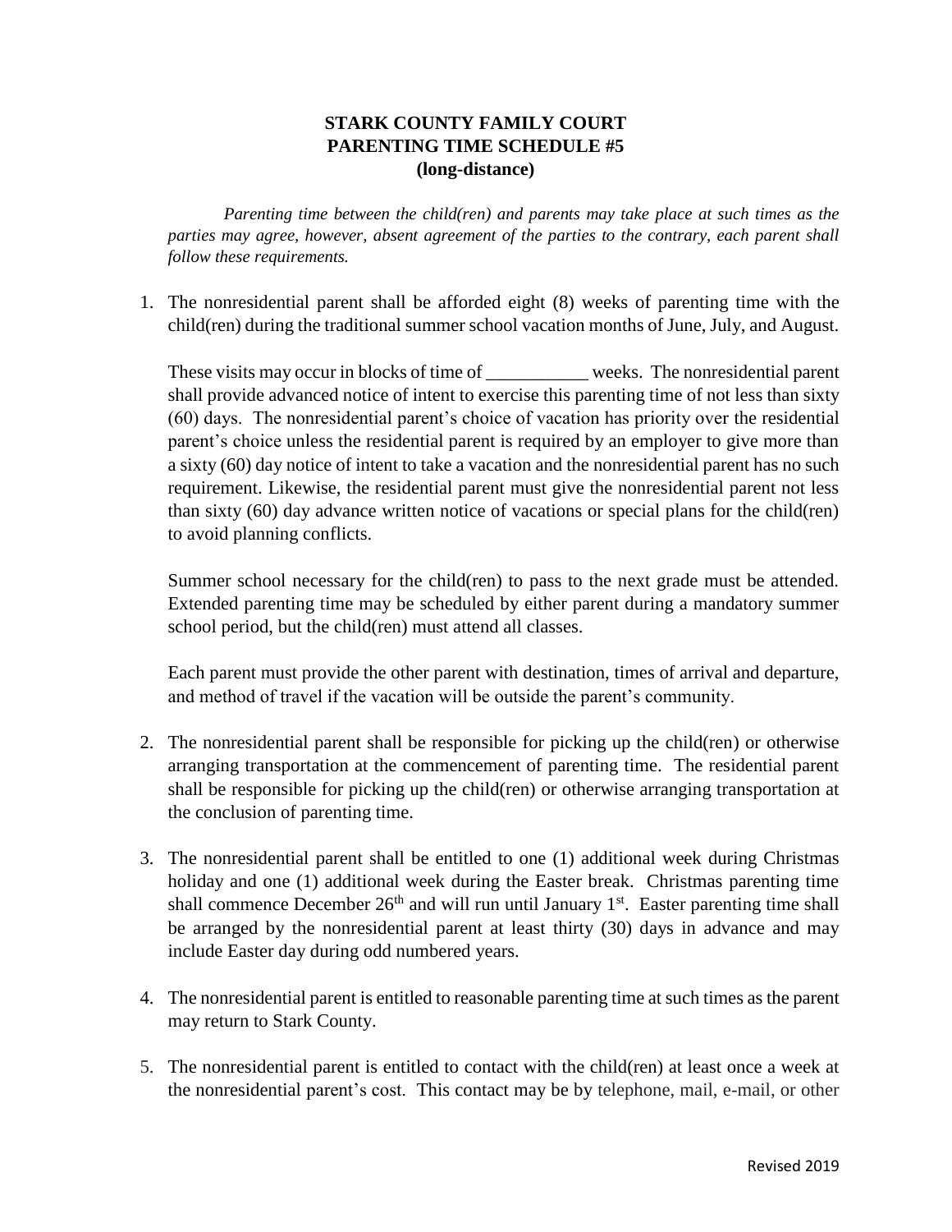# STARK COUNTY FAMILY COURT
# PARENTING TIME SCHEDULE #5
# (long-distance)

*Parenting time between the child(ren) and parents may take place at such times as the parties may agree, however, absent agreement of the parties to the contrary, each parent shall follow these requirements.*

1. The nonresidential parent shall be afforded eight (8) weeks of parenting time with the child(ren) during the traditional summer school vacation months of June, July, and August.

   These visits may occur in blocks of time of ___________ weeks. The nonresidential parent shall provide advanced notice of intent to exercise this parenting time of not less than sixty (60) days. The nonresidential parent's choice of vacation has priority over the residential parent's choice unless the residential parent is required by an employer to give more than a sixty (60) day notice of intent to take a vacation and the nonresidential parent has no such requirement. Likewise, the residential parent must give the nonresidential parent not less than sixty (60) day advance written notice of vacations or special plans for the child(ren) to avoid planning conflicts.

   Summer school necessary for the child(ren) to pass to the next grade must be attended. Extended parenting time may be scheduled by either parent during a mandatory summer school period, but the child(ren) must attend all classes.

   Each parent must provide the other parent with destination, times of arrival and departure, and method of travel if the vacation will be outside the parent's community.

2. The nonresidential parent shall be responsible for picking up the child(ren) or otherwise arranging transportation at the commencement of parenting time. The residential parent shall be responsible for picking up the child(ren) or otherwise arranging transportation at the conclusion of parenting time.

3. The nonresidential parent shall be entitled to one (1) additional week during Christmas holiday and one (1) additional week during the Easter break. Christmas parenting time shall commence December 26th and will run until January 1st. Easter parenting time shall be arranged by the nonresidential parent at least thirty (30) days in advance and may include Easter day during odd numbered years.

4. The nonresidential parent is entitled to reasonable parenting time at such times as the parent may return to Stark County.

5. The nonresidential parent is entitled to contact with the child(ren) at least once a week at the nonresidential parent's cost. This contact may be by telephone, mail, e-mail, or other

Revised 2019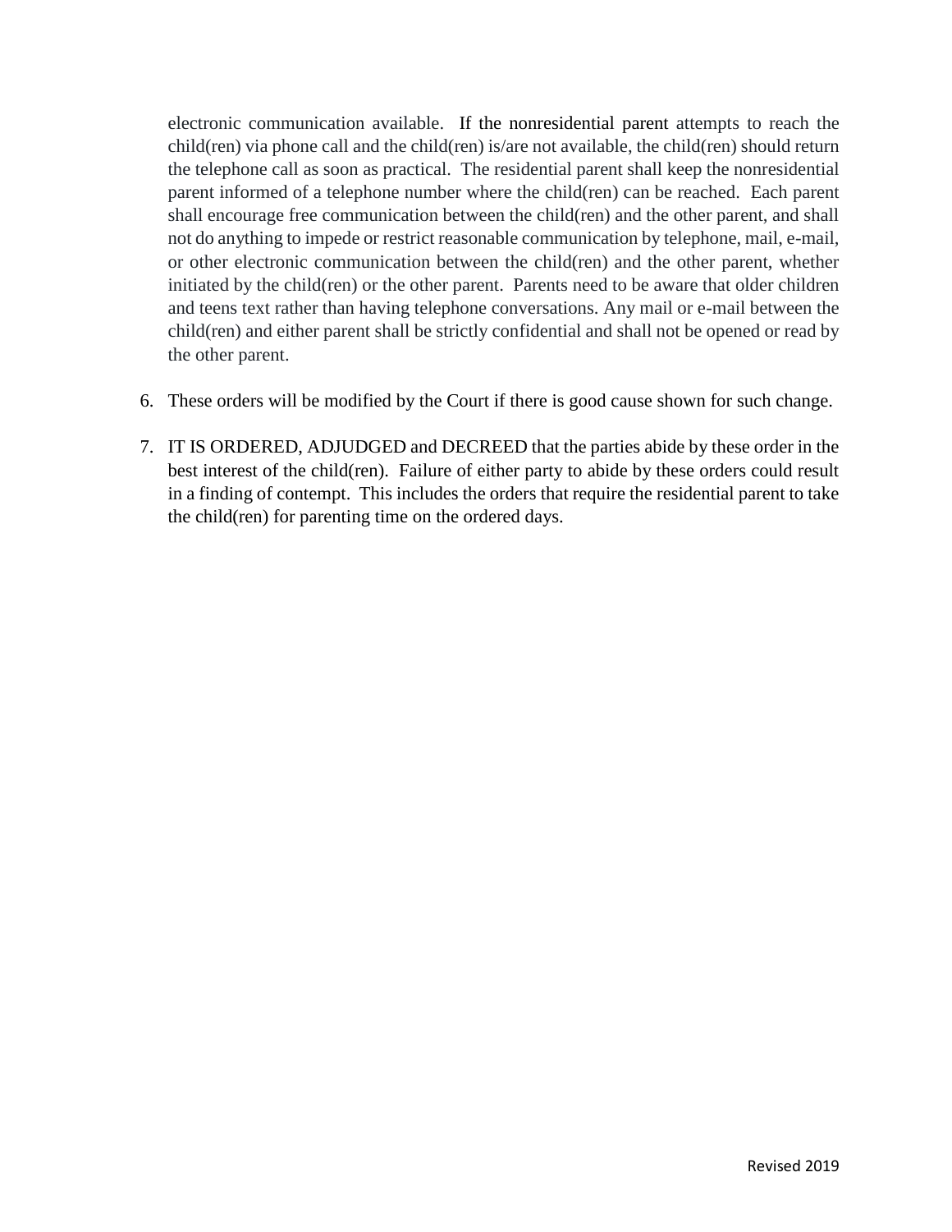electronic communication available. If the nonresidential parent attempts to reach the child(ren) via phone call and the child(ren) is/are not available, the child(ren) should return the telephone call as soon as practical. The residential parent shall keep the nonresidential parent informed of a telephone number where the child(ren) can be reached. Each parent shall encourage free communication between the child(ren) and the other parent, and shall not do anything to impede or restrict reasonable communication by telephone, mail, e-mail, or other electronic communication between the child(ren) and the other parent, whether initiated by the child(ren) or the other parent. Parents need to be aware that older children and teens text rather than having telephone conversations. Any mail or e-mail between the child(ren) and either parent shall be strictly confidential and shall not be opened or read by the other parent.

6. These orders will be modified by the Court if there is good cause shown for such change.

7. IT IS ORDERED, ADJUDGED and DECREED that the parties abide by these order in the best interest of the child(ren). Failure of either party to abide by these orders could result in a finding of contempt. This includes the orders that require the residential parent to take the child(ren) for parenting time on the ordered days.

Revised 2019